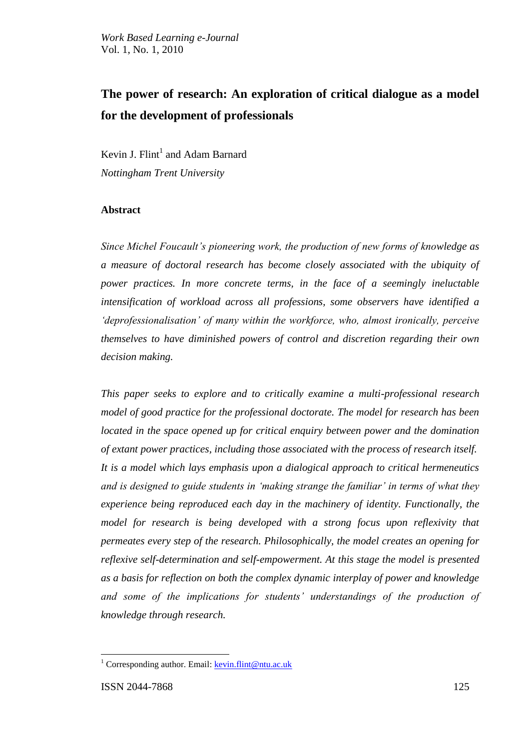# The power of research: An exploration of critical dialogue as a model for the development of professionals

Kevin J. Flint[1] and Adam Barnard

*Nottingham Trent University*

## Abstract

*Since Michel Foucault's pioneering work, the production of new forms of knowledge as a measure of doctoral research has become closely associated with the ubiquity of power practices. In more concrete terms, in the face of a seemingly ineluctable intensification of workload across all professions, some observers have identified a 'deprofessionalisation' of many within the workforce, who, almost ironically, perceive themselves to have diminished powers of control and discretion regarding their own decision making.*

*This paper seeks to explore and to critically examine a multi-professional research model of good practice for the professional doctorate. The model for research has been located in the space opened up for critical enquiry between power and the domination of extant power practices, including those associated with the process of research itself. It is a model which lays emphasis upon a dialogical approach to critical hermeneutics and is designed to guide students in 'making strange the familiar' in terms of what they experience being reproduced each day in the machinery of identity. Functionally, the model for research is being developed with a strong focus upon reflexivity that permeates every step of the research. Philosophically, the model creates an opening for reflexive self-determination and self-empowerment. At this stage the model is presented as a basis for reflection on both the complex dynamic interplay of power and knowledge and some of the implications for students' understandings of the production of knowledge through research.*

[1] Corresponding author. Email: kevin.flint@ntu.ac.uk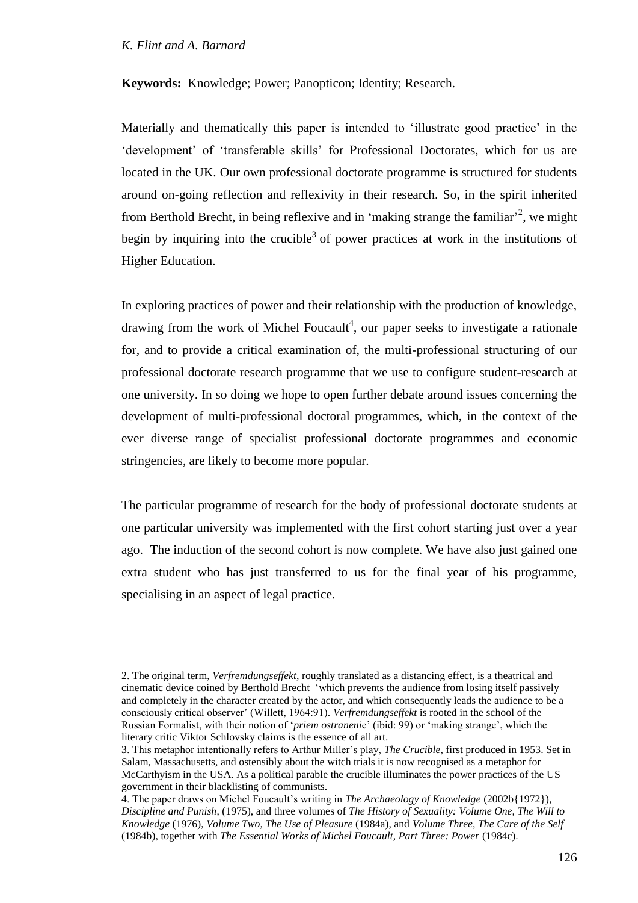**Keywords:** Knowledge; Power; Panopticon; Identity; Research.

Materially and thematically this paper is intended to 'illustrate good practice' in the 'development' of 'transferable skills' for Professional Doctorates, which for us are located in the UK. Our own professional doctorate programme is structured for students around on-going reflection and reflexivity in their research. So, in the spirit inherited from Berthold Brecht, in being reflexive and in 'making strange the familiar'[2], we might begin by inquiring into the crucible[3] of power practices at work in the institutions of Higher Education.

In exploring practices of power and their relationship with the production of knowledge, drawing from the work of Michel Foucault[4], our paper seeks to investigate a rationale for, and to provide a critical examination of, the multi-professional structuring of our professional doctorate research programme that we use to configure student-research at one university. In so doing we hope to open further debate around issues concerning the development of multi-professional doctoral programmes, which, in the context of the ever diverse range of specialist professional doctorate programmes and economic stringencies, are likely to become more popular.

The particular programme of research for the body of professional doctorate students at one particular university was implemented with the first cohort starting just over a year ago. The induction of the second cohort is now complete. We have also just gained one extra student who has just transferred to us for the final year of his programme, specialising in an aspect of legal practice.

---

2. The original term, *Verfremdungseffekt*, roughly translated as a distancing effect, is a theatrical and cinematic device coined by Berthold Brecht 'which prevents the audience from losing itself passively and completely in the character created by the actor, and which consequently leads the audience to be a consciously critical observer' (Willett, 1964:91). *Verfremdungseffekt* is rooted in the school of the Russian Formalist, with their notion of '*priem ostranenie*' (ibid: 99) or 'making strange', which the literary critic Viktor Schlovsky claims is the essence of all art.

3. This metaphor intentionally refers to Arthur Miller's play, *The Crucible*, first produced in 1953. Set in Salam, Massachusetts, and ostensibly about the witch trials it is now recognised as a metaphor for McCarthyism in the USA. As a political parable the crucible illuminates the power practices of the US government in their blacklisting of communists.

4. The paper draws on Michel Foucault's writing in *The Archaeology of Knowledge* (2002b{1972}), *Discipline and Punish*, (1975), and three volumes of *The History of Sexuality: Volume One, The Will to Knowledge* (1976), *Volume Two, The Use of Pleasure* (1984a), and *Volume Three, The Care of the Self* (1984b), together with *The Essential Works of Michel Foucault, Part Three: Power* (1984c).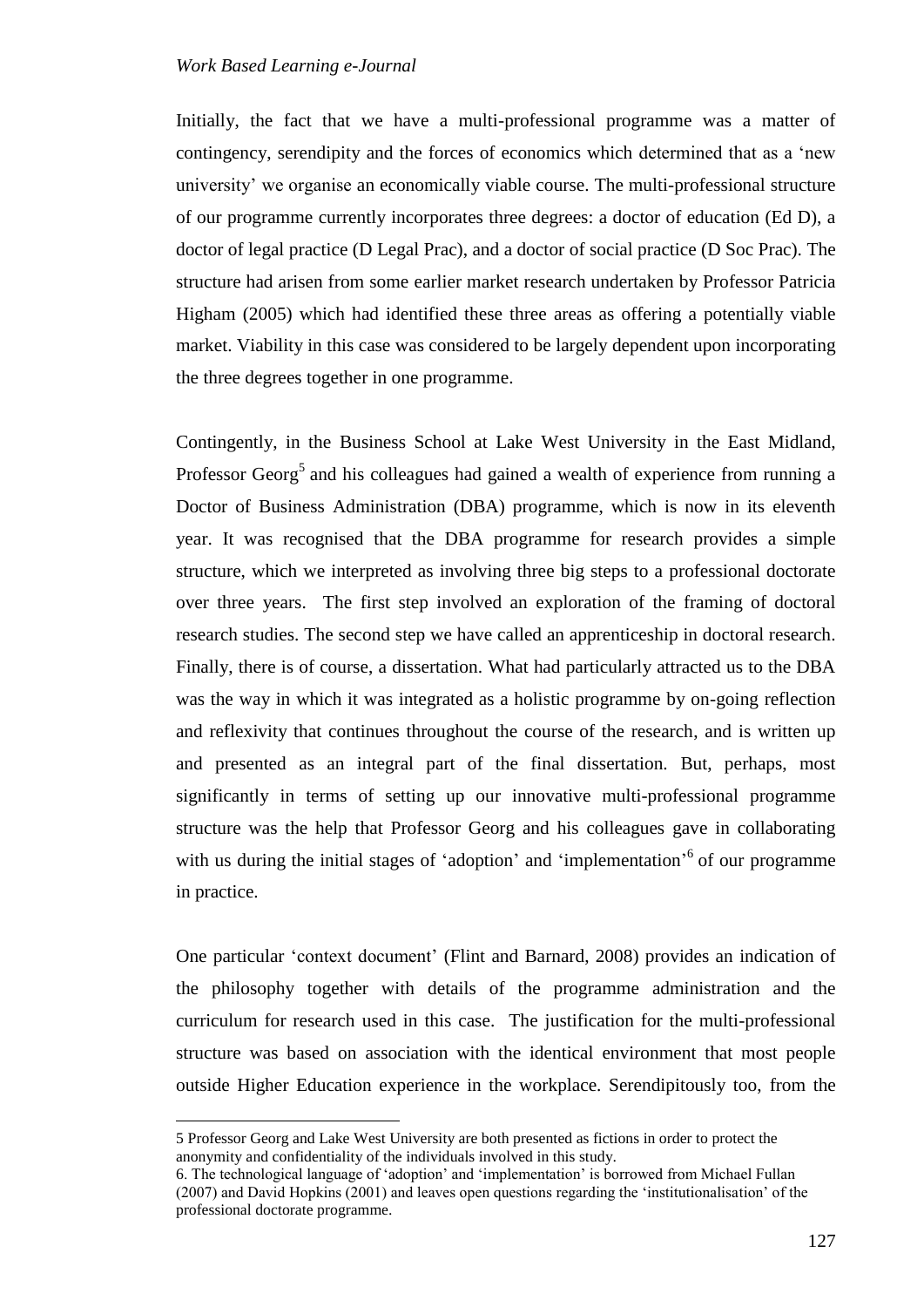Initially, the fact that we have a multi-professional programme was a matter of contingency, serendipity and the forces of economics which determined that as a 'new university' we organise an economically viable course. The multi-professional structure of our programme currently incorporates three degrees: a doctor of education (Ed D), a doctor of legal practice (D Legal Prac), and a doctor of social practice (D Soc Prac). The structure had arisen from some earlier market research undertaken by Professor Patricia Higham (2005) which had identified these three areas as offering a potentially viable market. Viability in this case was considered to be largely dependent upon incorporating the three degrees together in one programme.

Contingently, in the Business School at Lake West University in the East Midland, Professor Georg[5] and his colleagues had gained a wealth of experience from running a Doctor of Business Administration (DBA) programme, which is now in its eleventh year. It was recognised that the DBA programme for research provides a simple structure, which we interpreted as involving three big steps to a professional doctorate over three years. The first step involved an exploration of the framing of doctoral research studies. The second step we have called an apprenticeship in doctoral research. Finally, there is of course, a dissertation. What had particularly attracted us to the DBA was the way in which it was integrated as a holistic programme by on-going reflection and reflexivity that continues throughout the course of the research, and is written up and presented as an integral part of the final dissertation. But, perhaps, most significantly in terms of setting up our innovative multi-professional programme structure was the help that Professor Georg and his colleagues gave in collaborating with us during the initial stages of 'adoption' and 'implementation'[6] of our programme in practice.

One particular 'context document' (Flint and Barnard, 2008) provides an indication of the philosophy together with details of the programme administration and the curriculum for research used in this case. The justification for the multi-professional structure was based on association with the identical environment that most people outside Higher Education experience in the workplace. Serendipitously too, from the

---

5 Professor Georg and Lake West University are both presented as fictions in order to protect the anonymity and confidentiality of the individuals involved in this study.

6. The technological language of 'adoption' and 'implementation' is borrowed from Michael Fullan (2007) and David Hopkins (2001) and leaves open questions regarding the 'institutionalisation' of the professional doctorate programme.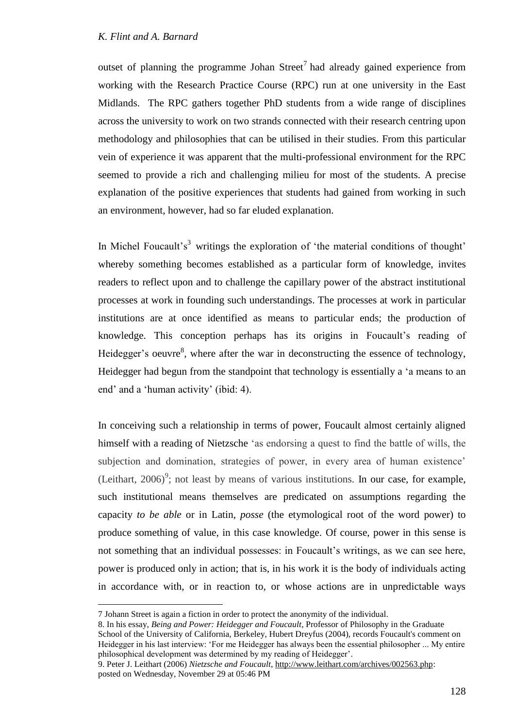outset of planning the programme Johan Street[7] had already gained experience from working with the Research Practice Course (RPC) run at one university in the East Midlands. The RPC gathers together PhD students from a wide range of disciplines across the university to work on two strands connected with their research centring upon methodology and philosophies that can be utilised in their studies. From this particular vein of experience it was apparent that the multi-professional environment for the RPC seemed to provide a rich and challenging milieu for most of the students. A precise explanation of the positive experiences that students had gained from working in such an environment, however, had so far eluded explanation.

In Michel Foucault's[3] writings the exploration of 'the material conditions of thought' whereby something becomes established as a particular form of knowledge, invites readers to reflect upon and to challenge the capillary power of the abstract institutional processes at work in founding such understandings. The processes at work in particular institutions are at once identified as means to particular ends; the production of knowledge. This conception perhaps has its origins in Foucault's reading of Heidegger's oeuvre[8], where after the war in deconstructing the essence of technology, Heidegger had begun from the standpoint that technology is essentially a 'a means to an end' and a 'human activity' (ibid: 4).

In conceiving such a relationship in terms of power, Foucault almost certainly aligned himself with a reading of Nietzsche 'as endorsing a quest to find the battle of wills, the subjection and domination, strategies of power, in every area of human existence' (Leithart, 2006)[9]; not least by means of various institutions. In our case, for example, such institutional means themselves are predicated on assumptions regarding the capacity *to be able* or in Latin, *posse* (the etymological root of the word power) to produce something of value, in this case knowledge. Of course, power in this sense is not something that an individual possesses: in Foucault's writings, as we can see here, power is produced only in action; that is, in his work it is the body of individuals acting in accordance with, or in reaction to, or whose actions are in unpredictable ways

---

7 Johann Street is again a fiction in order to protect the anonymity of the individual.

8. In his essay, *Being and Power: Heidegger and Foucault*, Professor of Philosophy in the Graduate School of the University of California, Berkeley, Hubert Dreyfus (2004), records Foucault's comment on Heidegger in his last interview: 'For me Heidegger has always been the essential philosopher ... My entire philosophical development was determined by my reading of Heidegger'.

9. Peter J. Leithart (2006) *Nietzsche and Foucault*, http://www.leithart.com/archives/002563.php: posted on Wednesday, November 29 at 05:46 PM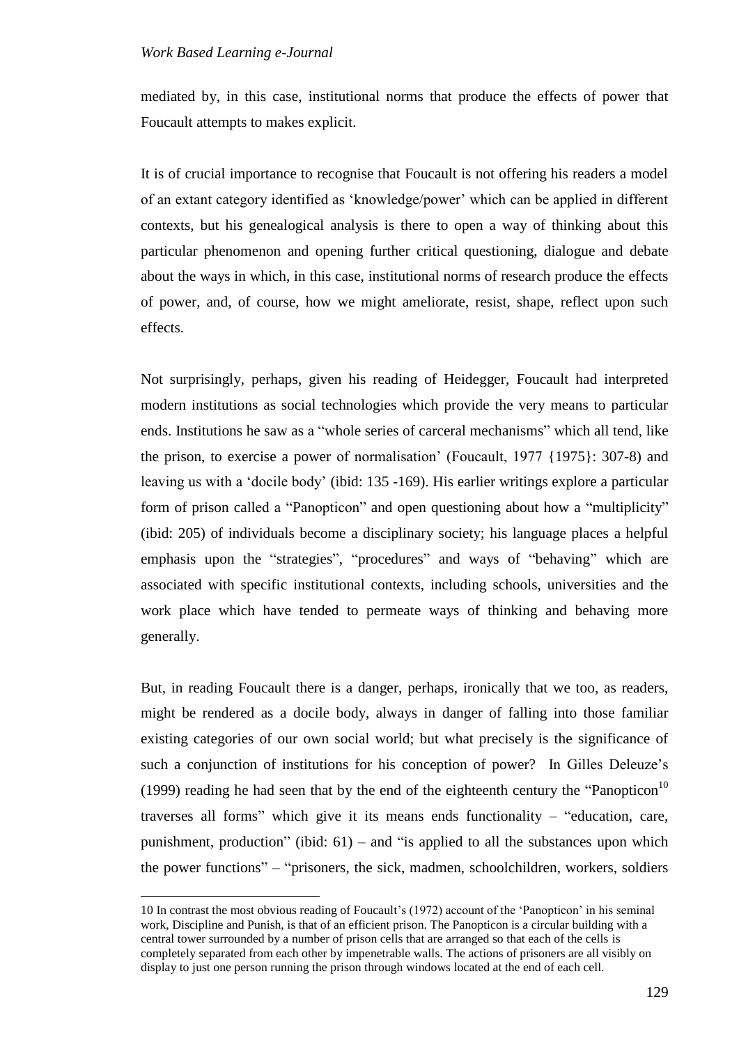mediated by, in this case, institutional norms that produce the effects of power that Foucault attempts to makes explicit.

It is of crucial importance to recognise that Foucault is not offering his readers a model of an extant category identified as 'knowledge/power' which can be applied in different contexts, but his genealogical analysis is there to open a way of thinking about this particular phenomenon and opening further critical questioning, dialogue and debate about the ways in which, in this case, institutional norms of research produce the effects of power, and, of course, how we might ameliorate, resist, shape, reflect upon such effects.

Not surprisingly, perhaps, given his reading of Heidegger, Foucault had interpreted modern institutions as social technologies which provide the very means to particular ends. Institutions he saw as a "whole series of carceral mechanisms" which all tend, like the prison, to exercise a power of normalisation' (Foucault, 1977 {1975}: 307-8) and leaving us with a 'docile body' (ibid: 135 -169). His earlier writings explore a particular form of prison called a "Panopticon" and open questioning about how a "multiplicity" (ibid: 205) of individuals become a disciplinary society; his language places a helpful emphasis upon the "strategies", "procedures" and ways of "behaving" which are associated with specific institutional contexts, including schools, universities and the work place which have tended to permeate ways of thinking and behaving more generally.

But, in reading Foucault there is a danger, perhaps, ironically that we too, as readers, might be rendered as a docile body, always in danger of falling into those familiar existing categories of our own social world; but what precisely is the significance of such a conjunction of institutions for his conception of power? In Gilles Deleuze's (1999) reading he had seen that by the end of the eighteenth century the "Panopticon[10] traverses all forms" which give it its means ends functionality – "education, care, punishment, production" (ibid: 61) – and "is applied to all the substances upon which the power functions" – "prisoners, the sick, madmen, schoolchildren, workers, soldiers

10 In contrast the most obvious reading of Foucault's (1972) account of the 'Panopticon' in his seminal work, Discipline and Punish, is that of an efficient prison. The Panopticon is a circular building with a central tower surrounded by a number of prison cells that are arranged so that each of the cells is completely separated from each other by impenetrable walls. The actions of prisoners are all visibly on display to just one person running the prison through windows located at the end of each cell.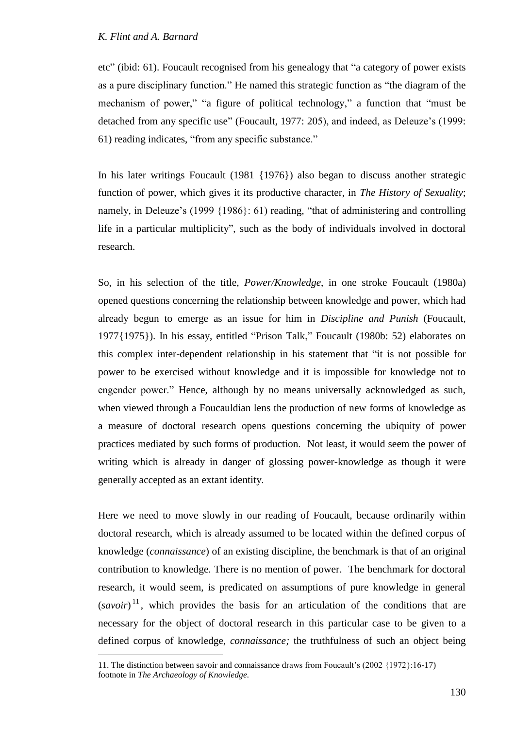etc" (ibid: 61). Foucault recognised from his genealogy that "a category of power exists as a pure disciplinary function." He named this strategic function as "the diagram of the mechanism of power," "a figure of political technology," a function that "must be detached from any specific use" (Foucault, 1977: 205), and indeed, as Deleuze's (1999: 61) reading indicates, "from any specific substance."

In his later writings Foucault (1981 {1976}) also began to discuss another strategic function of power, which gives it its productive character, in *The History of Sexuality*; namely, in Deleuze's (1999 {1986}: 61) reading, "that of administering and controlling life in a particular multiplicity", such as the body of individuals involved in doctoral research.

So, in his selection of the title, *Power/Knowledge*, in one stroke Foucault (1980a) opened questions concerning the relationship between knowledge and power, which had already begun to emerge as an issue for him in *Discipline and Punish* (Foucault, 1977{1975}). In his essay, entitled "Prison Talk," Foucault (1980b: 52) elaborates on this complex inter-dependent relationship in his statement that "it is not possible for power to be exercised without knowledge and it is impossible for knowledge not to engender power." Hence, although by no means universally acknowledged as such, when viewed through a Foucauldian lens the production of new forms of knowledge as a measure of doctoral research opens questions concerning the ubiquity of power practices mediated by such forms of production. Not least, it would seem the power of writing which is already in danger of glossing power-knowledge as though it were generally accepted as an extant identity.

Here we need to move slowly in our reading of Foucault, because ordinarily within doctoral research, which is already assumed to be located within the defined corpus of knowledge (*connaissance*) of an existing discipline, the benchmark is that of an original contribution to knowledge. There is no mention of power. The benchmark for doctoral research, it would seem, is predicated on assumptions of pure knowledge in general (*savoir*)[11], which provides the basis for an articulation of the conditions that are necessary for the object of doctoral research in this particular case to be given to a defined corpus of knowledge, *connaissance;* the truthfulness of such an object being

11. The distinction between savoir and connaissance draws from Foucault's (2002 {1972}:16-17) footnote in *The Archaeology of Knowledge.*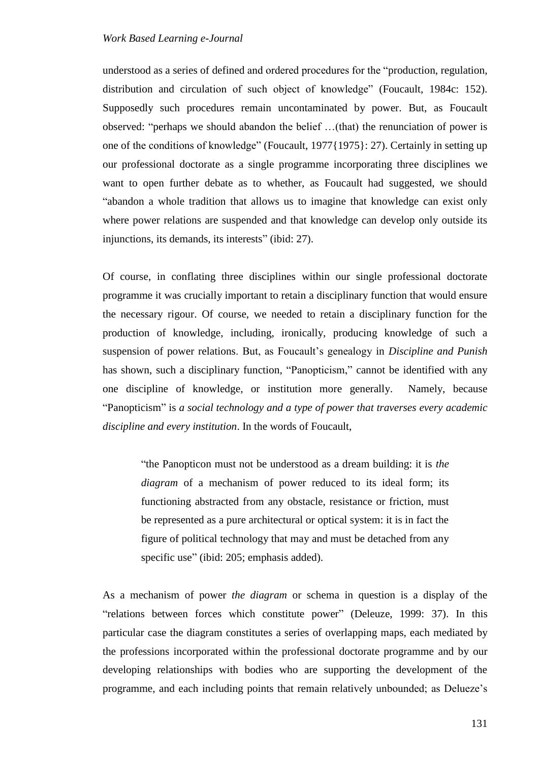understood as a series of defined and ordered procedures for the "production, regulation, distribution and circulation of such object of knowledge" (Foucault, 1984c: 152). Supposedly such procedures remain uncontaminated by power. But, as Foucault observed: "perhaps we should abandon the belief …(that) the renunciation of power is one of the conditions of knowledge" (Foucault, 1977{1975}: 27). Certainly in setting up our professional doctorate as a single programme incorporating three disciplines we want to open further debate as to whether, as Foucault had suggested, we should "abandon a whole tradition that allows us to imagine that knowledge can exist only where power relations are suspended and that knowledge can develop only outside its injunctions, its demands, its interests" (ibid: 27).

Of course, in conflating three disciplines within our single professional doctorate programme it was crucially important to retain a disciplinary function that would ensure the necessary rigour. Of course, we needed to retain a disciplinary function for the production of knowledge, including, ironically, producing knowledge of such a suspension of power relations. But, as Foucault's genealogy in *Discipline and Punish* has shown, such a disciplinary function, "Panopticism," cannot be identified with any one discipline of knowledge, or institution more generally. Namely, because "Panopticism" is *a social technology and a type of power that traverses every academic discipline and every institution*. In the words of Foucault,

> "the Panopticon must not be understood as a dream building: it is *the diagram* of a mechanism of power reduced to its ideal form; its functioning abstracted from any obstacle, resistance or friction, must be represented as a pure architectural or optical system: it is in fact the figure of political technology that may and must be detached from any specific use" (ibid: 205; emphasis added).

As a mechanism of power *the diagram* or schema in question is a display of the "relations between forces which constitute power" (Deleuze, 1999: 37). In this particular case the diagram constitutes a series of overlapping maps, each mediated by the professions incorporated within the professional doctorate programme and by our developing relationships with bodies who are supporting the development of the programme, and each including points that remain relatively unbounded; as Delueze's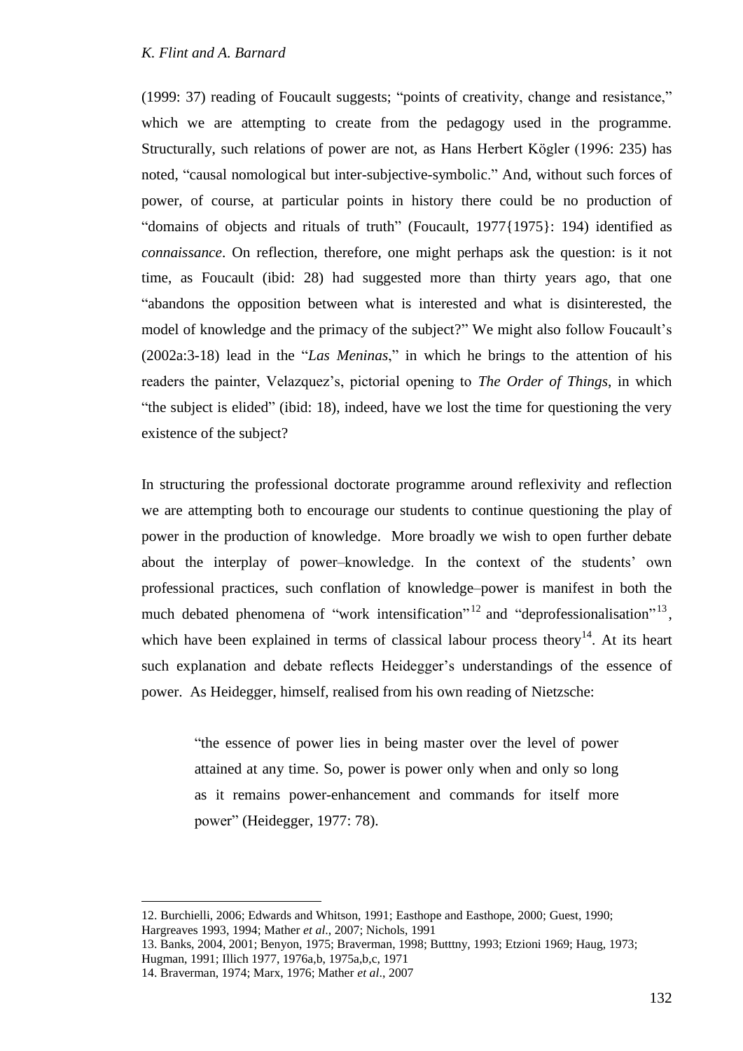(1999: 37) reading of Foucault suggests; "points of creativity, change and resistance," which we are attempting to create from the pedagogy used in the programme. Structurally, such relations of power are not, as Hans Herbert Kögler (1996: 235) has noted, "causal nomological but inter-subjective-symbolic." And, without such forces of power, of course, at particular points in history there could be no production of "domains of objects and rituals of truth" (Foucault, 1977{1975}: 194) identified as *connaissance*. On reflection, therefore, one might perhaps ask the question: is it not time, as Foucault (ibid: 28) had suggested more than thirty years ago, that one "abandons the opposition between what is interested and what is disinterested, the model of knowledge and the primacy of the subject?" We might also follow Foucault's (2002a:3-18) lead in the "*Las Meninas*," in which he brings to the attention of his readers the painter, Velazquez's, pictorial opening to *The Order of Things*, in which "the subject is elided" (ibid: 18), indeed, have we lost the time for questioning the very existence of the subject?

In structuring the professional doctorate programme around reflexivity and reflection we are attempting both to encourage our students to continue questioning the play of power in the production of knowledge. More broadly we wish to open further debate about the interplay of power–knowledge. In the context of the students' own professional practices, such conflation of knowledge–power is manifest in both the much debated phenomena of "work intensification"[12] and "deprofessionalisation"[13], which have been explained in terms of classical labour process theory[14]. At its heart such explanation and debate reflects Heidegger's understandings of the essence of power. As Heidegger, himself, realised from his own reading of Nietzsche:

> "the essence of power lies in being master over the level of power attained at any time. So, power is power only when and only so long as it remains power-enhancement and commands for itself more power" (Heidegger, 1977: 78).

---

12. Burchielli, 2006; Edwards and Whitson, 1991; Easthope and Easthope, 2000; Guest, 1990; Hargreaves 1993, 1994; Mather *et al*., 2007; Nichols, 1991

13. Banks, 2004, 2001; Benyon, 1975; Braverman, 1998; Butttny, 1993; Etzioni 1969; Haug, 1973; Hugman, 1991; Illich 1977, 1976a,b, 1975a,b,c, 1971

14. Braverman, 1974; Marx, 1976; Mather *et al*., 2007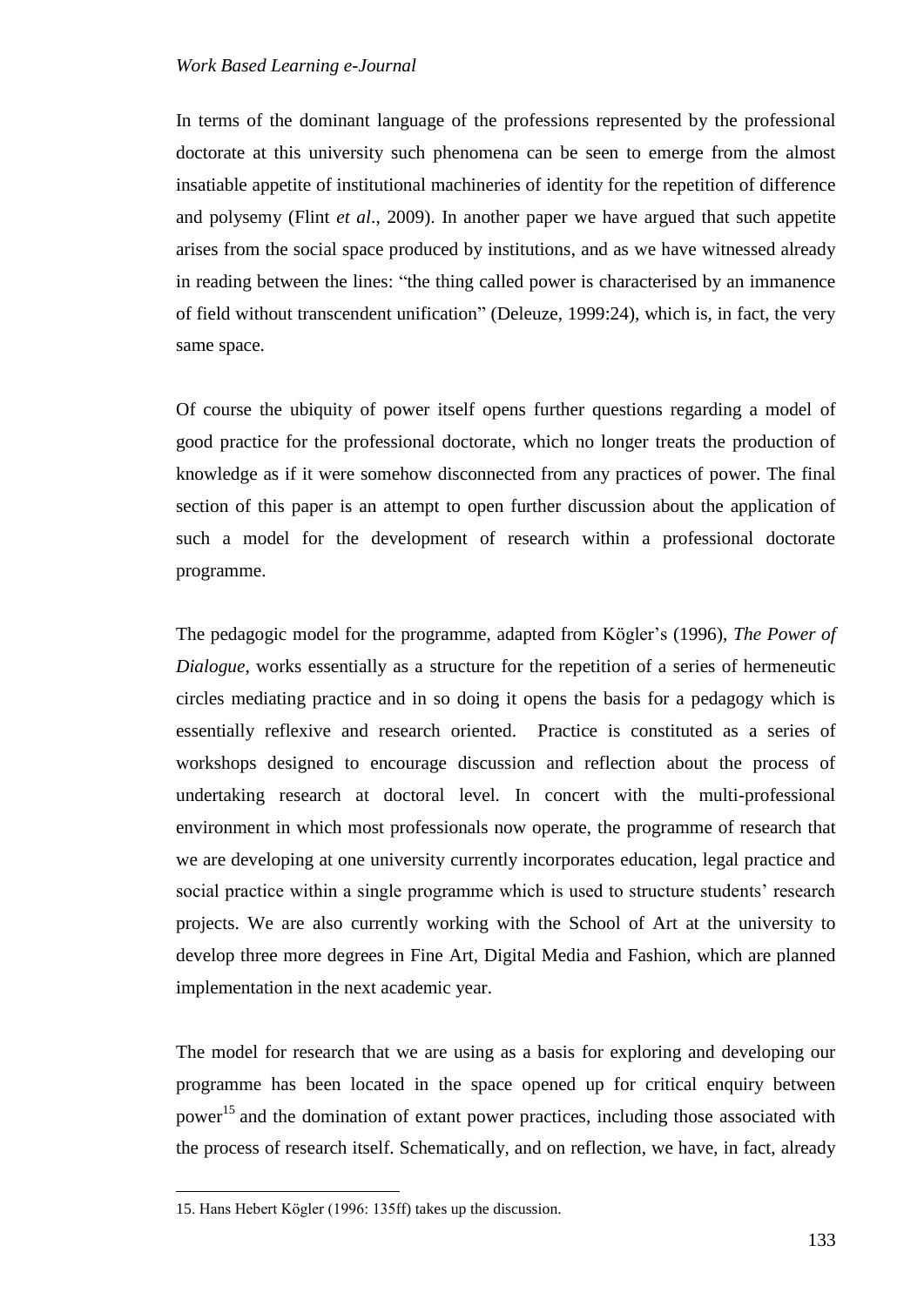In terms of the dominant language of the professions represented by the professional doctorate at this university such phenomena can be seen to emerge from the almost insatiable appetite of institutional machineries of identity for the repetition of difference and polysemy (Flint *et al*., 2009). In another paper we have argued that such appetite arises from the social space produced by institutions, and as we have witnessed already in reading between the lines: "the thing called power is characterised by an immanence of field without transcendent unification" (Deleuze, 1999:24), which is, in fact, the very same space.

Of course the ubiquity of power itself opens further questions regarding a model of good practice for the professional doctorate, which no longer treats the production of knowledge as if it were somehow disconnected from any practices of power. The final section of this paper is an attempt to open further discussion about the application of such a model for the development of research within a professional doctorate programme.

The pedagogic model for the programme, adapted from Kögler's (1996), *The Power of Dialogue*, works essentially as a structure for the repetition of a series of hermeneutic circles mediating practice and in so doing it opens the basis for a pedagogy which is essentially reflexive and research oriented. Practice is constituted as a series of workshops designed to encourage discussion and reflection about the process of undertaking research at doctoral level. In concert with the multi-professional environment in which most professionals now operate, the programme of research that we are developing at one university currently incorporates education, legal practice and social practice within a single programme which is used to structure students' research projects. We are also currently working with the School of Art at the university to develop three more degrees in Fine Art, Digital Media and Fashion, which are planned implementation in the next academic year.

The model for research that we are using as a basis for exploring and developing our programme has been located in the space opened up for critical enquiry between power[15] and the domination of extant power practices, including those associated with the process of research itself. Schematically, and on reflection, we have, in fact, already

15. Hans Hebert Kögler (1996: 135ff) takes up the discussion.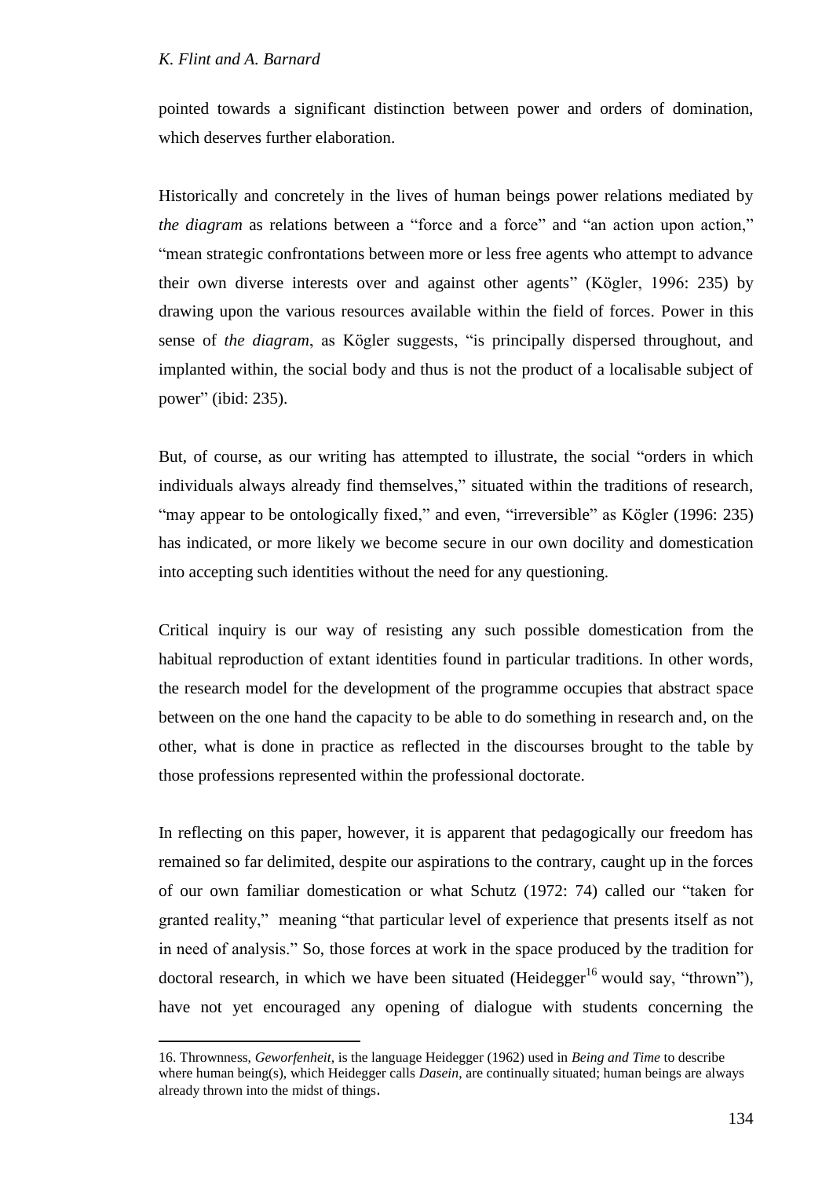pointed towards a significant distinction between power and orders of domination, which deserves further elaboration.

Historically and concretely in the lives of human beings power relations mediated by *the diagram* as relations between a "force and a force" and "an action upon action," "mean strategic confrontations between more or less free agents who attempt to advance their own diverse interests over and against other agents" (Kögler, 1996: 235) by drawing upon the various resources available within the field of forces. Power in this sense of *the diagram*, as Kögler suggests, "is principally dispersed throughout, and implanted within, the social body and thus is not the product of a localisable subject of power" (ibid: 235).

But, of course, as our writing has attempted to illustrate, the social "orders in which individuals always already find themselves," situated within the traditions of research, "may appear to be ontologically fixed," and even, "irreversible" as Kögler (1996: 235) has indicated, or more likely we become secure in our own docility and domestication into accepting such identities without the need for any questioning.

Critical inquiry is our way of resisting any such possible domestication from the habitual reproduction of extant identities found in particular traditions. In other words, the research model for the development of the programme occupies that abstract space between on the one hand the capacity to be able to do something in research and, on the other, what is done in practice as reflected in the discourses brought to the table by those professions represented within the professional doctorate.

In reflecting on this paper, however, it is apparent that pedagogically our freedom has remained so far delimited, despite our aspirations to the contrary, caught up in the forces of our own familiar domestication or what Schutz (1972: 74) called our "taken for granted reality," meaning "that particular level of experience that presents itself as not in need of analysis." So, those forces at work in the space produced by the tradition for doctoral research, in which we have been situated (Heidegger[16] would say, "thrown"), have not yet encouraged any opening of dialogue with students concerning the

16. Thrownness, *Geworfenheit*, is the language Heidegger (1962) used in *Being and Time* to describe where human being(s), which Heidegger calls *Dasein*, are continually situated; human beings are always already thrown into the midst of things.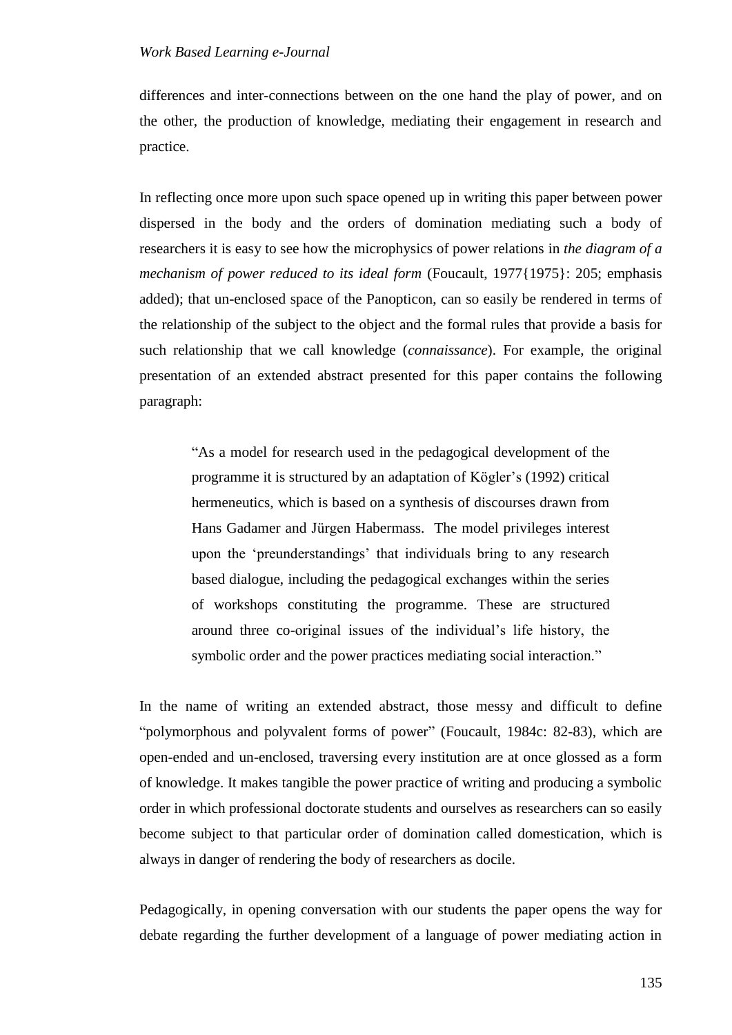differences and inter-connections between on the one hand the play of power, and on the other, the production of knowledge, mediating their engagement in research and practice.

In reflecting once more upon such space opened up in writing this paper between power dispersed in the body and the orders of domination mediating such a body of researchers it is easy to see how the microphysics of power relations in *the diagram of a mechanism of power reduced to its ideal form* (Foucault, 1977{1975}: 205; emphasis added); that un-enclosed space of the Panopticon, can so easily be rendered in terms of the relationship of the subject to the object and the formal rules that provide a basis for such relationship that we call knowledge (*connaissance*). For example, the original presentation of an extended abstract presented for this paper contains the following paragraph:

> "As a model for research used in the pedagogical development of the programme it is structured by an adaptation of Kögler's (1992) critical hermeneutics, which is based on a synthesis of discourses drawn from Hans Gadamer and Jürgen Habermass. The model privileges interest upon the 'preunderstandings' that individuals bring to any research based dialogue, including the pedagogical exchanges within the series of workshops constituting the programme. These are structured around three co-original issues of the individual's life history, the symbolic order and the power practices mediating social interaction."

In the name of writing an extended abstract, those messy and difficult to define "polymorphous and polyvalent forms of power" (Foucault, 1984c: 82-83), which are open-ended and un-enclosed, traversing every institution are at once glossed as a form of knowledge. It makes tangible the power practice of writing and producing a symbolic order in which professional doctorate students and ourselves as researchers can so easily become subject to that particular order of domination called domestication, which is always in danger of rendering the body of researchers as docile.

Pedagogically, in opening conversation with our students the paper opens the way for debate regarding the further development of a language of power mediating action in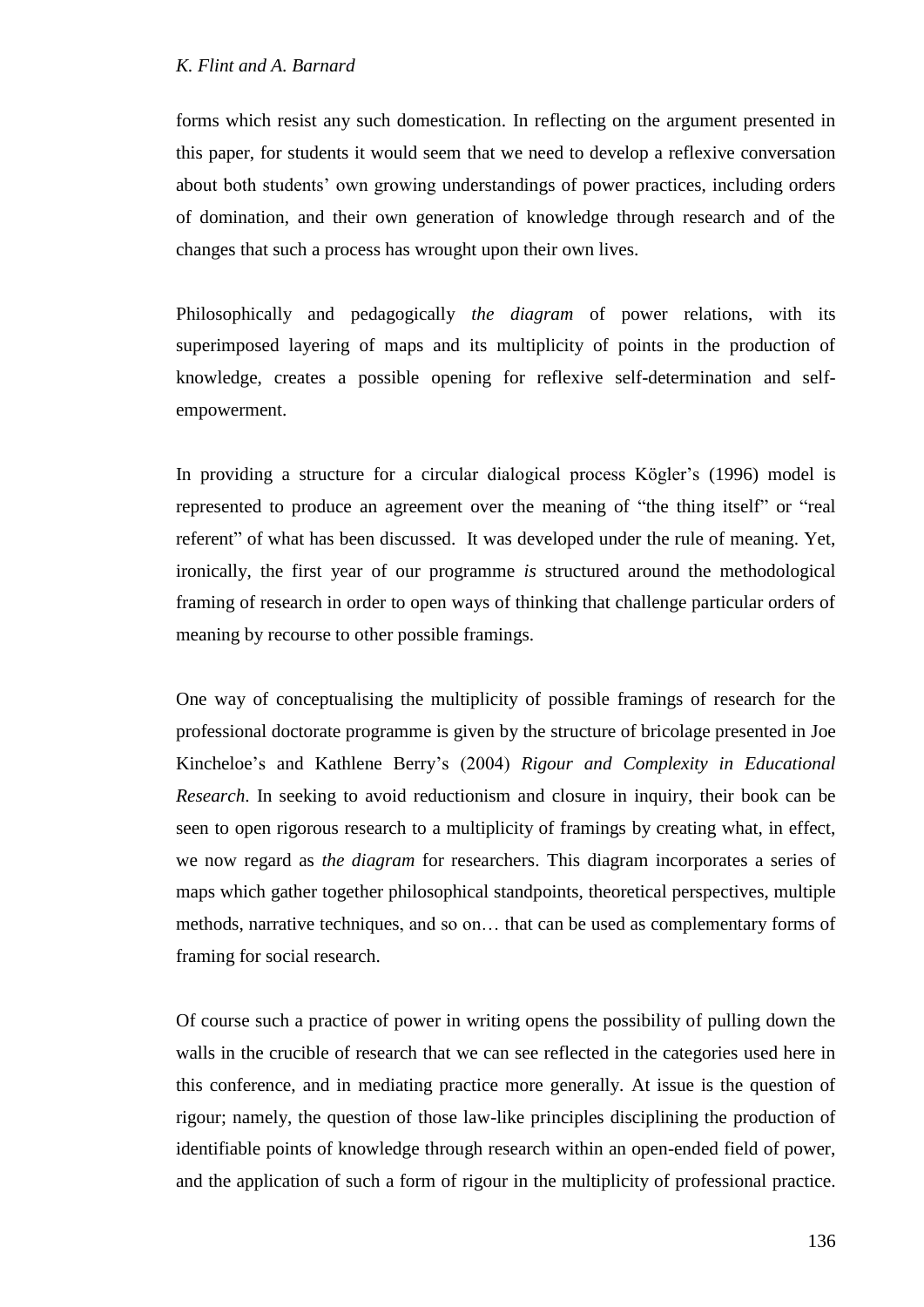forms which resist any such domestication. In reflecting on the argument presented in this paper, for students it would seem that we need to develop a reflexive conversation about both students' own growing understandings of power practices, including orders of domination, and their own generation of knowledge through research and of the changes that such a process has wrought upon their own lives.

Philosophically and pedagogically *the diagram* of power relations, with its superimposed layering of maps and its multiplicity of points in the production of knowledge, creates a possible opening for reflexive self-determination and self-empowerment.

In providing a structure for a circular dialogical process Kögler's (1996) model is represented to produce an agreement over the meaning of "the thing itself" or "real referent" of what has been discussed. It was developed under the rule of meaning. Yet, ironically, the first year of our programme *is* structured around the methodological framing of research in order to open ways of thinking that challenge particular orders of meaning by recourse to other possible framings.

One way of conceptualising the multiplicity of possible framings of research for the professional doctorate programme is given by the structure of bricolage presented in Joe Kincheloe's and Kathlene Berry's (2004) *Rigour and Complexity in Educational Research*. In seeking to avoid reductionism and closure in inquiry, their book can be seen to open rigorous research to a multiplicity of framings by creating what, in effect, we now regard as *the diagram* for researchers. This diagram incorporates a series of maps which gather together philosophical standpoints, theoretical perspectives, multiple methods, narrative techniques, and so on… that can be used as complementary forms of framing for social research.

Of course such a practice of power in writing opens the possibility of pulling down the walls in the crucible of research that we can see reflected in the categories used here in this conference, and in mediating practice more generally. At issue is the question of rigour; namely, the question of those law-like principles disciplining the production of identifiable points of knowledge through research within an open-ended field of power, and the application of such a form of rigour in the multiplicity of professional practice.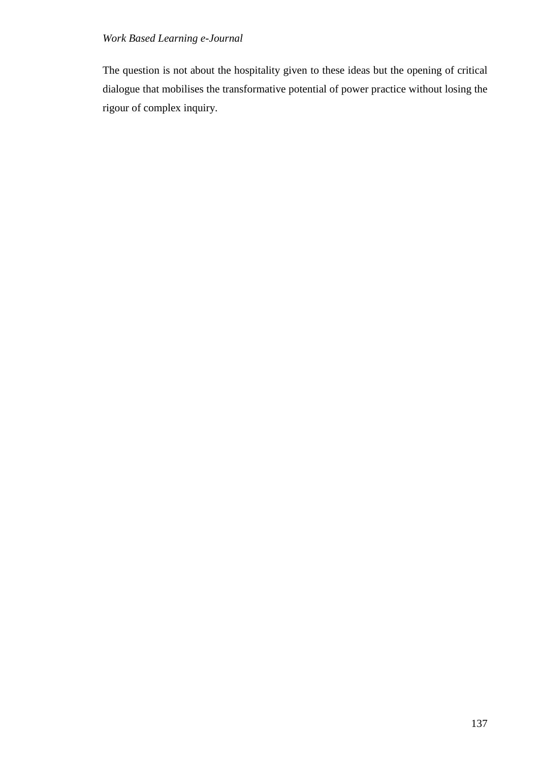The question is not about the hospitality given to these ideas but the opening of critical dialogue that mobilises the transformative potential of power practice without losing the rigour of complex inquiry.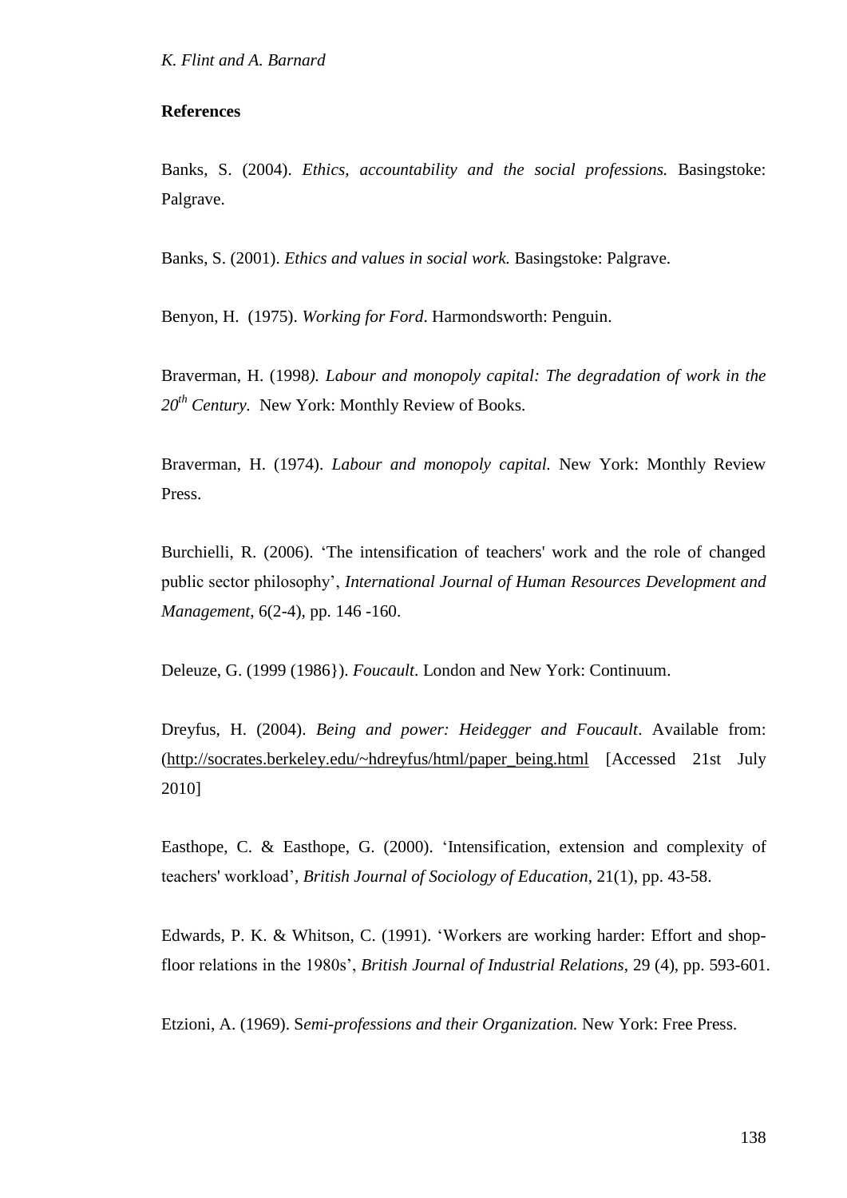## References

Banks, S. (2004). *Ethics, accountability and the social professions.* Basingstoke: Palgrave.

Banks, S. (2001). *Ethics and values in social work.* Basingstoke: Palgrave.

Benyon, H. (1975). *Working for Ford*. Harmondsworth: Penguin.

Braverman, H. (1998*). Labour and monopoly capital: The degradation of work in the 20th Century.* New York: Monthly Review of Books.

Braverman, H. (1974). *Labour and monopoly capital.* New York: Monthly Review Press.

Burchielli, R. (2006). 'The intensification of teachers' work and the role of changed public sector philosophy', *International Journal of Human Resources Development and Management*, 6(2-4), pp. 146 -160.

Deleuze, G. (1999 (1986}). *Foucault*. London and New York: Continuum.

Dreyfus, H. (2004). *Being and power: Heidegger and Foucault*. Available from: (http://socrates.berkeley.edu/~hdreyfus/html/paper_being.html [Accessed 21st July 2010]

Easthope, C. & Easthope, G. (2000). 'Intensification, extension and complexity of teachers' workload', *British Journal of Sociology of Education*, 21(1), pp. 43-58.

Edwards, P. K. & Whitson, C. (1991). 'Workers are working harder: Effort and shop-floor relations in the 1980s', *British Journal of Industrial Relations*, 29 (4), pp. 593-601.

Etzioni, A. (1969). S*emi-professions and their Organization.* New York: Free Press.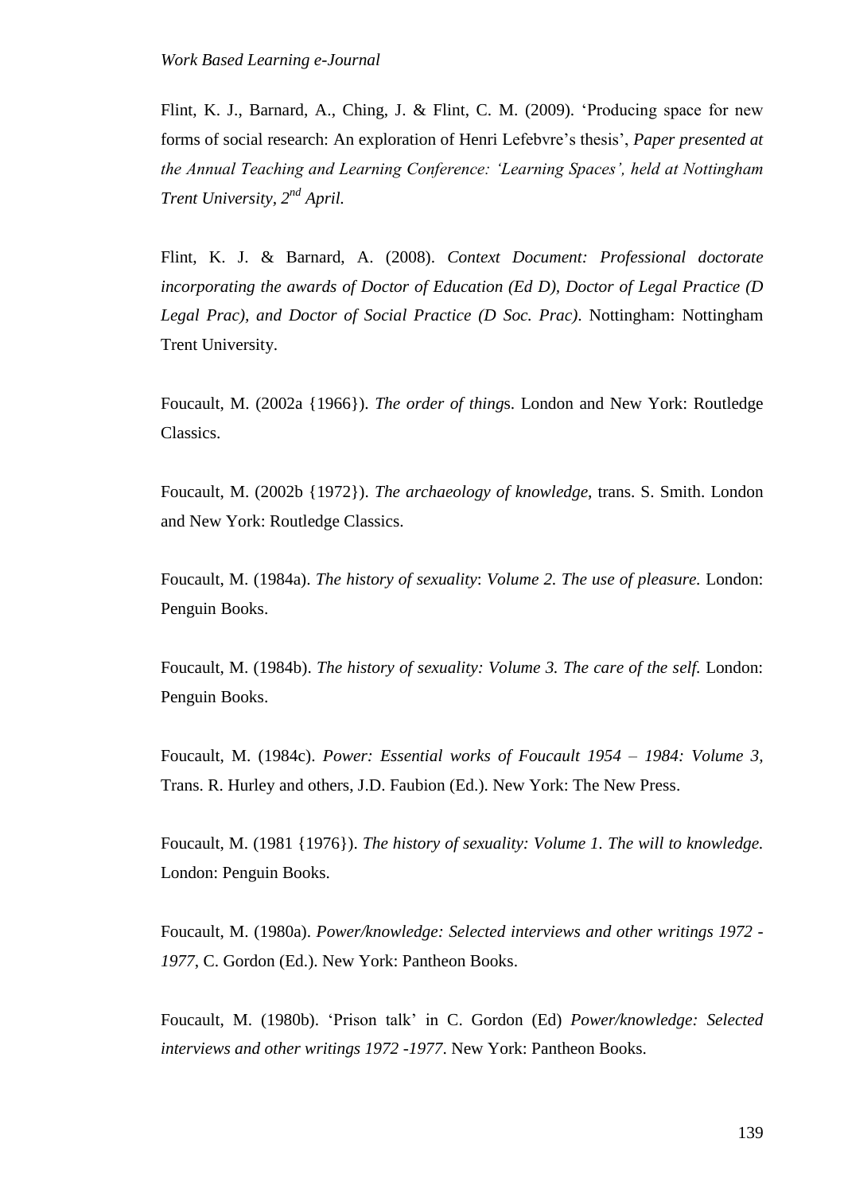Flint, K. J., Barnard, A., Ching, J. & Flint, C. M. (2009). 'Producing space for new forms of social research: An exploration of Henri Lefebvre's thesis', *Paper presented at the Annual Teaching and Learning Conference: 'Learning Spaces', held at Nottingham Trent University, 2nd April.*

Flint, K. J. & Barnard, A. (2008). *Context Document: Professional doctorate incorporating the awards of Doctor of Education (Ed D), Doctor of Legal Practice (D Legal Prac), and Doctor of Social Practice (D Soc. Prac)*. Nottingham: Nottingham Trent University.

Foucault, M. (2002a {1966}). *The order of things*. London and New York: Routledge Classics.

Foucault, M. (2002b {1972}). *The archaeology of knowledge*, trans. S. Smith. London and New York: Routledge Classics.

Foucault, M. (1984a). *The history of sexuality*: *Volume 2. The use of pleasure.* London: Penguin Books.

Foucault, M. (1984b). *The history of sexuality: Volume 3. The care of the self.* London: Penguin Books.

Foucault, M. (1984c). *Power: Essential works of Foucault 1954 – 1984: Volume 3,* Trans. R. Hurley and others, J.D. Faubion (Ed.). New York: The New Press.

Foucault, M. (1981 {1976}). *The history of sexuality: Volume 1. The will to knowledge.* London: Penguin Books.

Foucault, M. (1980a). *Power/knowledge: Selected interviews and other writings 1972 - 1977*, C. Gordon (Ed.). New York: Pantheon Books.

Foucault, M. (1980b). 'Prison talk' in C. Gordon (Ed) *Power/knowledge: Selected interviews and other writings 1972 -1977*. New York: Pantheon Books.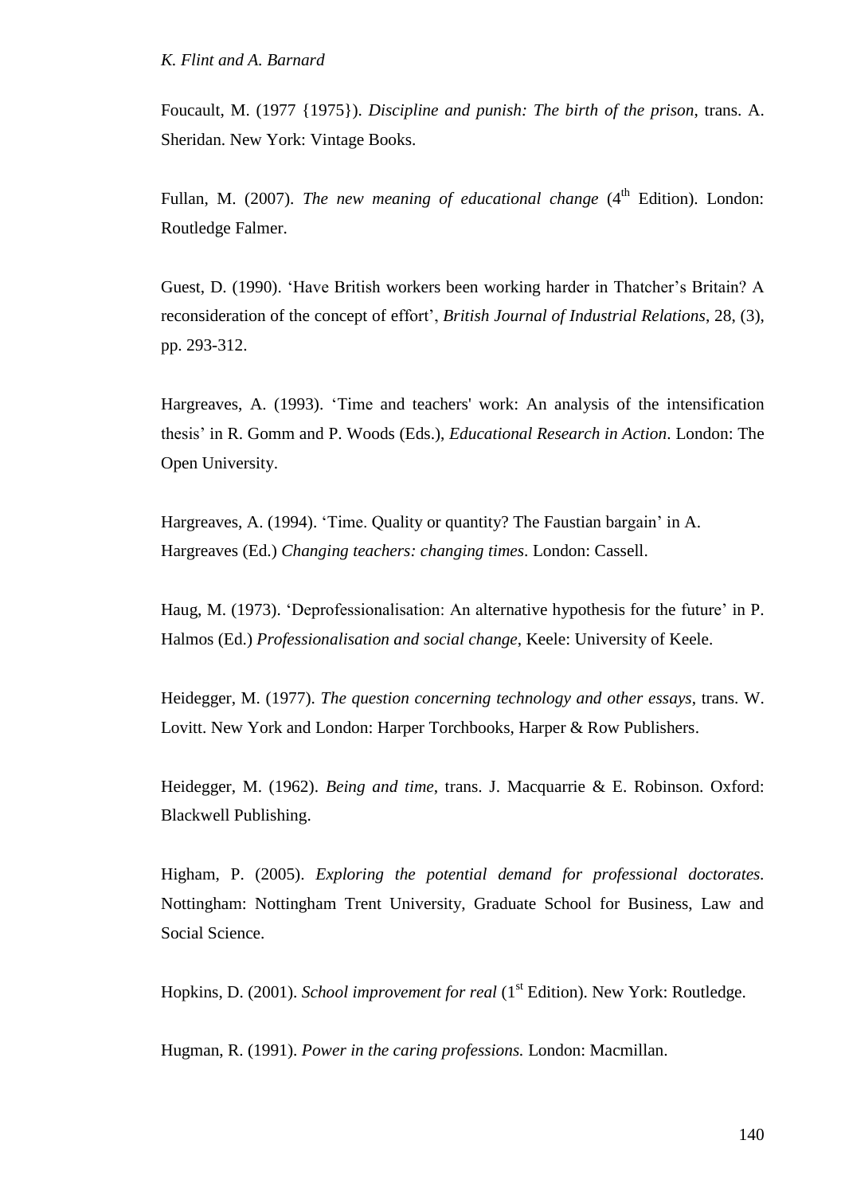Foucault, M. (1977 {1975}). *Discipline and punish: The birth of the prison*, trans. A. Sheridan. New York: Vintage Books.

Fullan, M. (2007). *The new meaning of educational change* (4th Edition). London: Routledge Falmer.

Guest, D. (1990). 'Have British workers been working harder in Thatcher's Britain? A reconsideration of the concept of effort', *British Journal of Industrial Relations*, 28, (3), pp. 293-312.

Hargreaves, A. (1993). 'Time and teachers' work: An analysis of the intensification thesis' in R. Gomm and P. Woods (Eds.), *Educational Research in Action*. London: The Open University.

Hargreaves, A. (1994). 'Time. Quality or quantity? The Faustian bargain' in A. Hargreaves (Ed.) *Changing teachers: changing times*. London: Cassell.

Haug, M. (1973). 'Deprofessionalisation: An alternative hypothesis for the future' in P. Halmos (Ed.) *Professionalisation and social change*, Keele: University of Keele.

Heidegger, M. (1977). *The question concerning technology and other essays*, trans. W. Lovitt. New York and London: Harper Torchbooks, Harper & Row Publishers.

Heidegger, M. (1962). *Being and time*, trans. J. Macquarrie & E. Robinson. Oxford: Blackwell Publishing.

Higham, P. (2005). *Exploring the potential demand for professional doctorates*. Nottingham: Nottingham Trent University, Graduate School for Business, Law and Social Science.

Hopkins, D. (2001). *School improvement for real* (1st Edition). New York: Routledge.

Hugman, R. (1991). *Power in the caring professions.* London: Macmillan.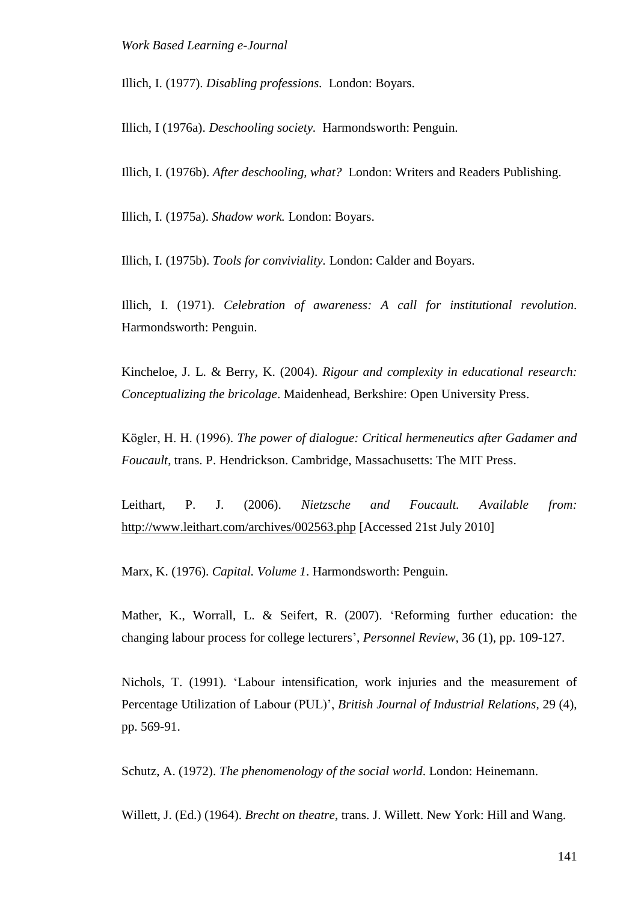Illich, I. (1977). *Disabling professions*. London: Boyars.

Illich, I (1976a). *Deschooling society*. Harmondsworth: Penguin.

Illich, I. (1976b). *After deschooling, what?* London: Writers and Readers Publishing.

Illich, I. (1975a). *Shadow work.* London: Boyars.

Illich, I. (1975b). *Tools for conviviality.* London: Calder and Boyars.

Illich, I. (1971). *Celebration of awareness: A call for institutional revolution*. Harmondsworth: Penguin.

Kincheloe, J. L. & Berry, K. (2004). *Rigour and complexity in educational research: Conceptualizing the bricolage*. Maidenhead, Berkshire: Open University Press.

Kögler, H. H. (1996). *The power of dialogue: Critical hermeneutics after Gadamer and Foucault*, trans. P. Hendrickson. Cambridge, Massachusetts: The MIT Press.

Leithart, P. J. (2006). *Nietzsche and Foucault. Available from:* http://www.leithart.com/archives/002563.php [Accessed 21st July 2010]

Marx, K. (1976). *Capital. Volume 1*. Harmondsworth: Penguin.

Mather, K., Worrall, L. & Seifert, R. (2007). 'Reforming further education: the changing labour process for college lecturers', *Personnel Review*, 36 (1), pp. 109-127.

Nichols, T. (1991). 'Labour intensification, work injuries and the measurement of Percentage Utilization of Labour (PUL)', *British Journal of Industrial Relations*, 29 (4), pp. 569-91.

Schutz, A. (1972). *The phenomenology of the social world*. London: Heinemann.

Willett, J. (Ed.) (1964). *Brecht on theatre*, trans. J. Willett. New York: Hill and Wang.